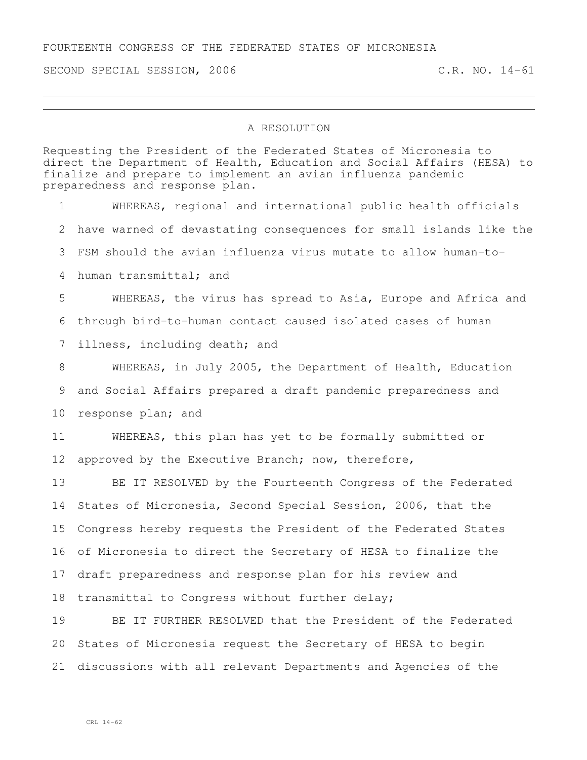FOURTEENTH CONGRESS OF THE FEDERATED STATES OF MICRONESIA

SECOND SPECIAL SESSION, 2006 C.R. NO. 14-61

# A RESOLUTION

Requesting the President of the Federated States of Micronesia to direct the Department of Health, Education and Social Affairs (HESA) to finalize and prepare to implement an avian influenza pandemic preparedness and response plan.

1 WHEREAS, regional and international public health officials
2 have warned of devastating consequences for small islands like the
3 FSM should the avian influenza virus mutate to allow human-to-
4 human transmittal; and
5 WHEREAS, the virus has spread to Asia, Europe and Africa and
6 through bird-to-human contact caused isolated cases of human
7 illness, including death; and
8 WHEREAS, in July 2005, the Department of Health, Education
9 and Social Affairs prepared a draft pandemic preparedness and
10 response plan; and
11 WHEREAS, this plan has yet to be formally submitted or
12 approved by the Executive Branch; now, therefore,
13 BE IT RESOLVED by the Fourteenth Congress of the Federated
14 States of Micronesia, Second Special Session, 2006, that the
15 Congress hereby requests the President of the Federated States
16 of Micronesia to direct the Secretary of HESA to finalize the
17 draft preparedness and response plan for his review and
18 transmittal to Congress without further delay;
19 BE IT FURTHER RESOLVED that the President of the Federated
20 States of Micronesia request the Secretary of HESA to begin
21 discussions with all relevant Departments and Agencies of the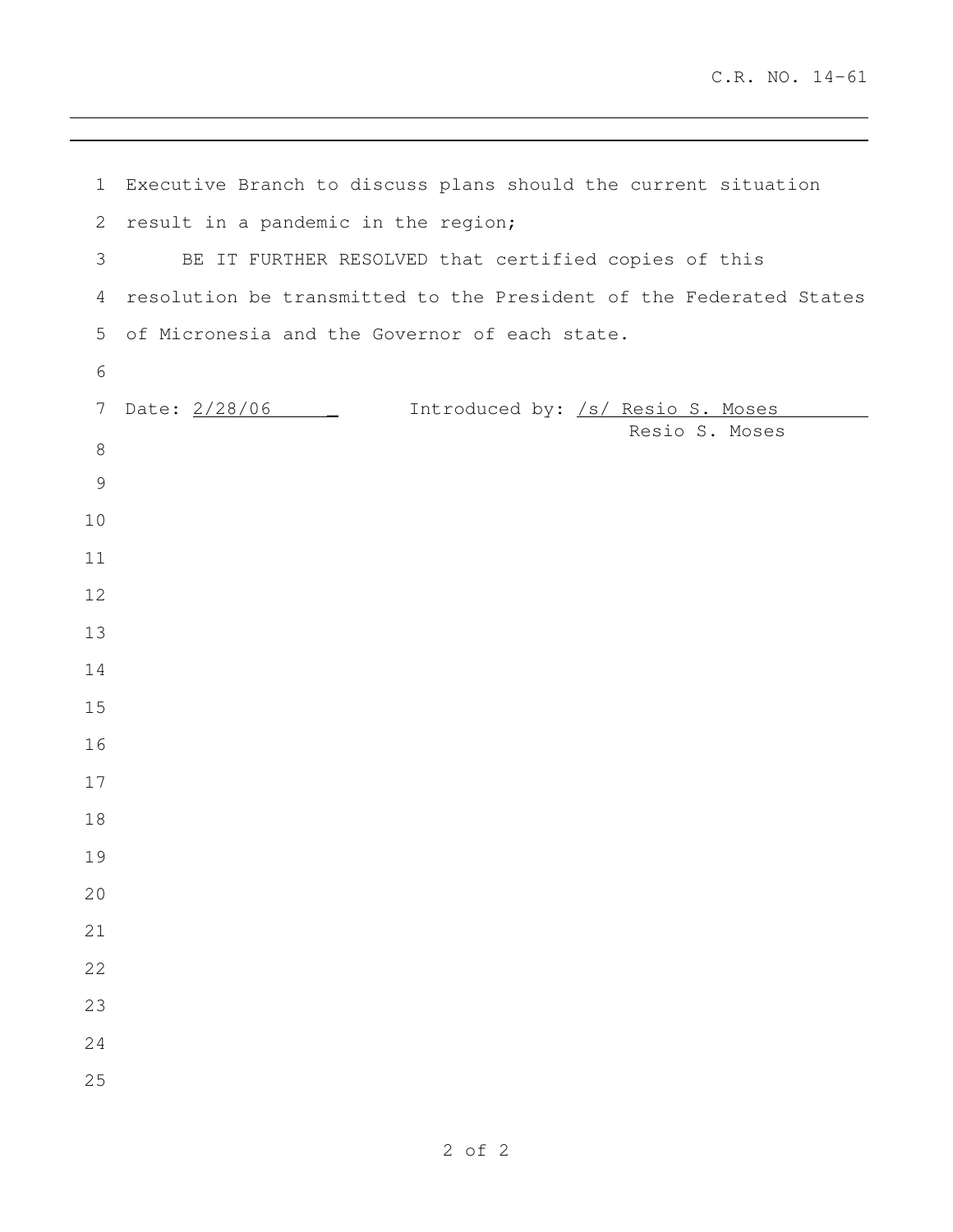Executive Branch to discuss plans should the current situation result in a pandemic in the region;

BE IT FURTHER RESOLVED that certified copies of this resolution be transmitted to the President of the Federated States of Micronesia and the Governor of each state.

Date: 2/28/06 Introduced by: /s/ Resio S. Moses

Resio S. Moses